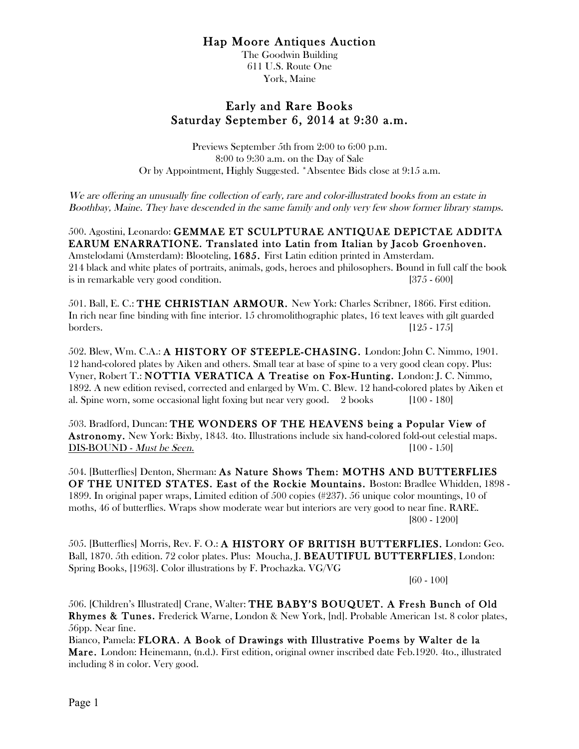# Hap Moore Antiques Auction

The Goodwin Building
611 U.S. Route One
York, Maine

## Early and Rare Books
## Saturday September 6, 2014 at 9:30 a.m.

Previews September 5th from 2:00 to 6:00 p.m.
8:00 to 9:30 a.m. on the Day of Sale
Or by Appointment, Highly Suggested. *Absentee Bids close at 9:15 a.m.

*We are offering an unusually fine collection of early, rare and color-illustrated books from an estate in Boothbay, Maine. They have descended in the same family and only very few show former library stamps.*

500. Agostini, Leonardo: **GEMMAE ET SCULPTURAE ANTIQUAE DEPICTAE ADDITA EARUM ENARRATIONE. Translated into Latin from Italian by Jacob Groenhoven.** Amstelodami (Amsterdam): Blooteling, **1685.** First Latin edition printed in Amsterdam. 214 black and white plates of portraits, animals, gods, heroes and philosophers. Bound in full calf the book is in remarkable very good condition. [375 - 600]

501. Ball, E. C.: **THE CHRISTIAN ARMOUR.** New York: Charles Scribner, 1866. First edition. In rich near fine binding with fine interior. 15 chromolithographic plates, 16 text leaves with gilt guarded borders. [125 - 175]

502. Blew, Wm. C.A.: **A HISTORY OF STEEPLE-CHASING.** London: John C. Nimmo, 1901. 12 hand-colored plates by Aiken and others. Small tear at base of spine to a very good clean copy. Plus: Vyner, Robert T.: **NOTTIA VERATICA A Treatise on Fox-Hunting.** London: J. C. Nimmo, 1892. A new edition revised, corrected and enlarged by Wm. C. Blew. 12 hand-colored plates by Aiken et al. Spine worn, some occasional light foxing but near very good. 2 books [100 - 180]

503. Bradford, Duncan: **THE WONDERS OF THE HEAVENS being a Popular View of Astronomy.** New York: Bixby, 1843. 4to. Illustrations include six hand-colored fold-out celestial maps. <u>DIS-BOUND - *Must be Seen.*</u> [100 - 150]

504. [Butterflies] Denton, Sherman: **As Nature Shows Them: MOTHS AND BUTTERFLIES OF THE UNITED STATES. East of the Rockie Mountains.** Boston: Bradlee Whidden, 1898 - 1899. In original paper wraps, Limited edition of 500 copies (#237). 56 unique color mountings, 10 of moths, 46 of butterflies. Wraps show moderate wear but interiors are very good to near fine. RARE. [800 - 1200]

505. [Butterflies] Morris, Rev. F. O.: **A HISTORY OF BRITISH BUTTERFLIES.** London: Geo. Ball, 1870. 5th edition. 72 color plates. Plus: Moucha, J. **BEAUTIFUL BUTTERFLIES**, London: Spring Books, [1963]. Color illustrations by F. Prochazka. VG/VG [60 - 100]

506. [Children's Illustrated] Crane, Walter: **THE BABY'S BOUQUET. A Fresh Bunch of Old Rhymes & Tunes.** Frederick Warne, London & New York, [nd]. Probable American 1st. 8 color plates, 56pp. Near fine.
Bianco, Pamela: **FLORA. A Book of Drawings with Illustrative Poems by Walter de la Mare.** London: Heinemann, (n.d.). First edition, original owner inscribed date Feb.1920. 4to., illustrated including 8 in color. Very good.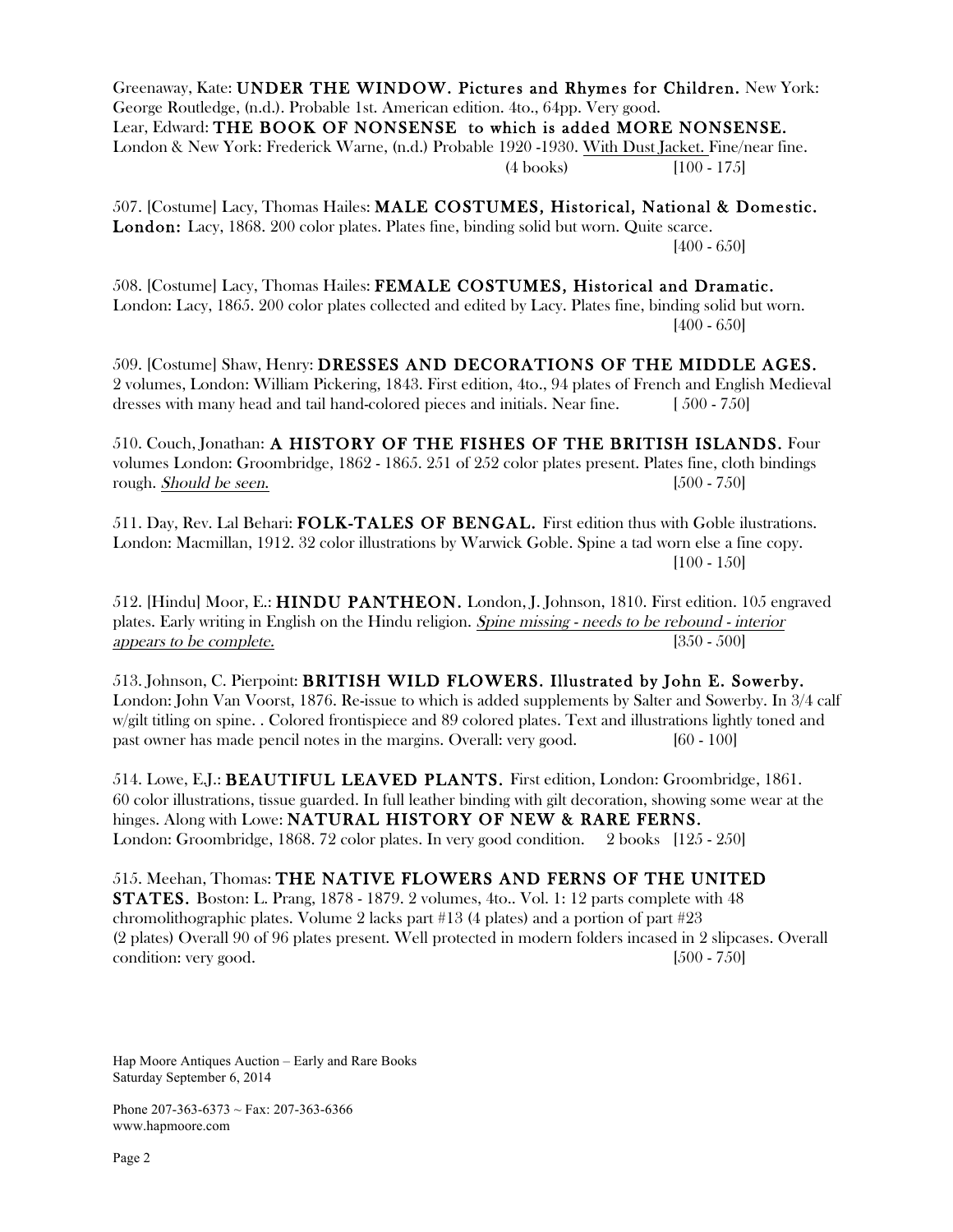Greenaway, Kate: **UNDER THE WINDOW. Pictures and Rhymes for Children.** New York: George Routledge, (n.d.). Probable 1st. American edition. 4to., 64pp. Very good.
Lear, Edward: **THE BOOK OF NONSENSE to which is added MORE NONSENSE.** London & New York: Frederick Warne, (n.d.) Probable 1920 -1930. With Dust Jacket. Fine/near fine.
(4 books) [100 - 175]

507. [Costume] Lacy, Thomas Hailes: **MALE COSTUMES, Historical, National & Domestic. London:** Lacy, 1868. 200 color plates. Plates fine, binding solid but worn. Quite scarce.
[400 - 650]

508. [Costume] Lacy, Thomas Hailes: **FEMALE COSTUMES, Historical and Dramatic.** London: Lacy, 1865. 200 color plates collected and edited by Lacy. Plates fine, binding solid but worn.
[400 - 650]

509. [Costume] Shaw, Henry: **DRESSES AND DECORATIONS OF THE MIDDLE AGES.** 2 volumes, London: William Pickering, 1843. First edition, 4to., 94 plates of French and English Medieval dresses with many head and tail hand-colored pieces and initials. Near fine. [ 500 - 750]

510. Couch, Jonathan: **A HISTORY OF THE FISHES OF THE BRITISH ISLANDS.** Four volumes London: Groombridge, 1862 - 1865. 251 of 252 color plates present. Plates fine, cloth bindings rough. *Should be seen.* [500 - 750]

511. Day, Rev. Lal Behari: **FOLK-TALES OF BENGAL.** First edition thus with Goble ilustrations. London: Macmillan, 1912. 32 color illustrations by Warwick Goble. Spine a tad worn else a fine copy.
[100 - 150]

512. [Hindu] Moor, E.: **HINDU PANTHEON.** London, J. Johnson, 1810. First edition. 105 engraved plates. Early writing in English on the Hindu religion. *Spine missing - needs to be rebound - interior appears to be complete.* [350 - 500]

513. Johnson, C. Pierpoint: **BRITISH WILD FLOWERS. Illustrated by John E. Sowerby.** London: John Van Voorst, 1876. Re-issue to which is added supplements by Salter and Sowerby. In 3/4 calf w/gilt titling on spine. . Colored frontispiece and 89 colored plates. Text and illustrations lightly toned and past owner has made pencil notes in the margins. Overall: very good. [60 - 100]

514. Lowe, E.J.: **BEAUTIFUL LEAVED PLANTS.** First edition, London: Groombridge, 1861. 60 color illustrations, tissue guarded. In full leather binding with gilt decoration, showing some wear at the hinges. Along with Lowe: **NATURAL HISTORY OF NEW & RARE FERNS.** London: Groombridge, 1868. 72 color plates. In very good condition. 2 books [125 - 250]

515. Meehan, Thomas: **THE NATIVE FLOWERS AND FERNS OF THE UNITED STATES.** Boston: L. Prang, 1878 - 1879. 2 volumes, 4to.. Vol. 1: 12 parts complete with 48 chromolithographic plates. Volume 2 lacks part #13 (4 plates) and a portion of part #23 (2 plates) Overall 90 of 96 plates present. Well protected in modern folders incased in 2 slipcases. Overall condition: very good. [500 - 750]

Hap Moore Antiques Auction – Early and Rare Books
Saturday September 6, 2014

Phone 207-363-6373 ~ Fax: 207-363-6366
www.hapmoore.com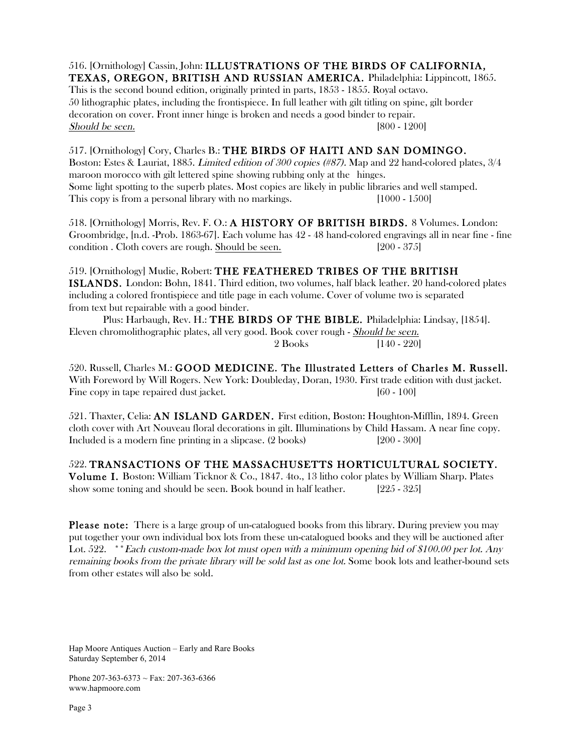516. [Ornithology] Cassin, John: **ILLUSTRATIONS OF THE BIRDS OF CALIFORNIA, TEXAS, OREGON, BRITISH AND RUSSIAN AMERICA.** Philadelphia: Lippincott, 1865. This is the second bound edition, originally printed in parts, 1853 - 1855. Royal octavo. 50 lithographic plates, including the frontispiece. In full leather with gilt titling on spine, gilt border decoration on cover. Front inner hinge is broken and needs a good binder to repair. *Should be seen.* [800 - 1200]

517. [Ornithology] Cory, Charles B.: **THE BIRDS OF HAITI AND SAN DOMINGO.** Boston: Estes & Lauriat, 1885. *Limited edition of 300 copies (#87).* Map and 22 hand-colored plates, 3/4 maroon morocco with gilt lettered spine showing rubbing only at the hinges. Some light spotting to the superb plates. Most copies are likely in public libraries and well stamped. This copy is from a personal library with no markings. [1000 - 1500]

518. [Ornithology] Morris, Rev. F. O.: **A HISTORY OF BRITISH BIRDS.** 8 Volumes. London: Groombridge, [n.d. -Prob. 1863-67]. Each volume has 42 - 48 hand-colored engravings all in near fine - fine condition . Cloth covers are rough. Should be seen. [200 - 375]

519. [Ornithology] Mudie, Robert: **THE FEATHERED TRIBES OF THE BRITISH ISLANDS.** London: Bohn, 1841. Third edition, two volumes, half black leather. 20 hand-colored plates including a colored frontispiece and title page in each volume. Cover of volume two is separated from text but repairable with a good binder.

Plus: Harbaugh, Rev. H.: **THE BIRDS OF THE BIBLE.** Philadelphia: Lindsay, [1854]. Eleven chromolithographic plates, all very good. Book cover rough - *Should be seen.*
2 Books [140 - 220]

520. Russell, Charles M.: **GOOD MEDICINE. The Illustrated Letters of Charles M. Russell.** With Foreword by Will Rogers. New York: Doubleday, Doran, 1930. First trade edition with dust jacket. Fine copy in tape repaired dust jacket. [60 - 100]

521. Thaxter, Celia: **AN ISLAND GARDEN.** First edition, Boston: Houghton-Mifflin, 1894. Green cloth cover with Art Nouveau floral decorations in gilt. Illuminations by Child Hassam. A near fine copy. Included is a modern fine printing in a slipcase. (2 books) [200 - 300]

522. **TRANSACTIONS OF THE MASSACHUSETTS HORTICULTURAL SOCIETY. Volume I.** Boston: William Ticknor & Co., 1847. 4to., 13 litho color plates by William Sharp. Plates show some toning and should be seen. Book bound in half leather. [225 - 325]

**Please note:** There is a large group of un-catalogued books from this library. During preview you may put together your own individual box lots from these un-catalogued books and they will be auctioned after Lot. 522. *\*\*Each custom-made box lot must open with a minimum opening bid of $100.00 per lot. Any remaining books from the private library will be sold last as one lot.* Some book lots and leather-bound sets from other estates will also be sold.

Hap Moore Antiques Auction – Early and Rare Books
Saturday September 6, 2014

Phone 207-363-6373 ~ Fax: 207-363-6366
www.hapmoore.com